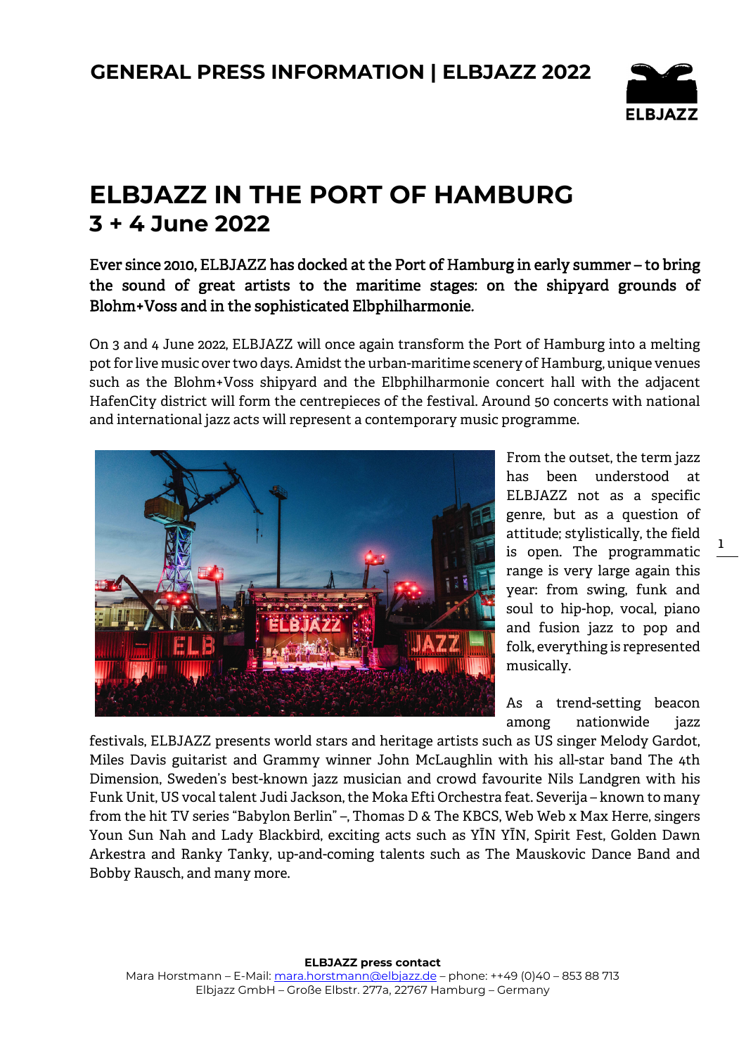# GENERAL PRESS INFORMATION | ELBJAZZ 2022

# ELBJAZZ IN THE PORT OF HAMBURG
## 3 + 4 June 2022

**Ever since 2010, ELBJAZZ has docked at the Port of Hamburg in early summer – to bring the sound of great artists to the maritime stages: on the shipyard grounds of Blohm+Voss and in the sophisticated Elbphilharmonie.**

On 3 and 4 June 2022, ELBJAZZ will once again transform the Port of Hamburg into a melting pot for live music over two days. Amidst the urban-maritime scenery of Hamburg, unique venues such as the Blohm+Voss shipyard and the Elbphilharmonie concert hall with the adjacent HafenCity district will form the centrepieces of the festival. Around 50 concerts with national and international jazz acts will represent a contemporary music programme.

From the outset, the term jazz has been understood at ELBJAZZ not as a specific genre, but as a question of attitude; stylistically, the field is open. The programmatic range is very large again this year: from swing, funk and soul to hip-hop, vocal, piano and fusion jazz to pop and folk, everything is represented musically.

As a trend-setting beacon among nationwide jazz festivals, ELBJAZZ presents world stars and heritage artists such as US singer Melody Gardot, Miles Davis guitarist and Grammy winner John McLaughlin with his all-star band The 4th Dimension, Sweden's best-known jazz musician and crowd favourite Nils Landgren with his Funk Unit, US vocal talent Judi Jackson, the Moka Efti Orchestra feat. Severija – known to many from the hit TV series "Babylon Berlin" –, Thomas D & The KBCS, Web Web x Max Herre, singers Youn Sun Nah and Lady Blackbird, exciting acts such as YĪN YĪN, Spirit Fest, Golden Dawn Arkestra and Ranky Tanky, up-and-coming talents such as The Mauskovic Dance Band and Bobby Rausch, and many more.

**ELBJAZZ press contact**
Mara Horstmann – E-Mail: mara.horstmann@elbjazz.de – phone: ++49 (0)40 – 853 88 713
Elbjazz GmbH – Große Elbstr. 277a, 22767 Hamburg – Germany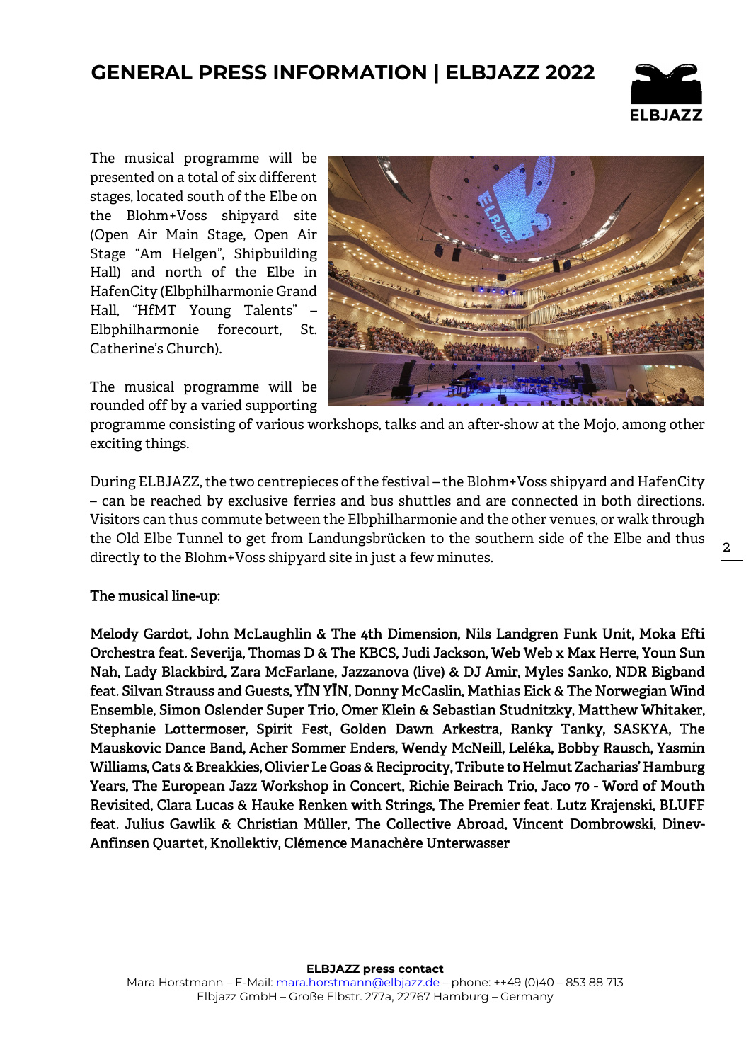The musical programme will be presented on a total of six different stages, located south of the Elbe on the Blohm+Voss shipyard site (Open Air Main Stage, Open Air Stage "Am Helgen", Shipbuilding Hall) and north of the Elbe in HafenCity (Elbphilharmonie Grand Hall, "HfMT Young Talents" – Elbphilharmonie forecourt, St. Catherine's Church).

The musical programme will be rounded off by a varied supporting programme consisting of various workshops, talks and an after-show at the Mojo, among other exciting things.

During ELBJAZZ, the two centrepieces of the festival – the Blohm+Voss shipyard and HafenCity – can be reached by exclusive ferries and bus shuttles and are connected in both directions. Visitors can thus commute between the Elbphilharmonie and the other venues, or walk through the Old Elbe Tunnel to get from Landungsbrücken to the southern side of the Elbe and thus directly to the Blohm+Voss shipyard site in just a few minutes.

The musical line-up:

**Melody Gardot, John McLaughlin & The 4th Dimension, Nils Landgren Funk Unit, Moka Efti Orchestra feat. Severija, Thomas D & The KBCS, Judi Jackson, Web Web x Max Herre, Youn Sun Nah, Lady Blackbird, Zara McFarlane, Jazzanova (live) & DJ Amir, Myles Sanko, NDR Bigband feat. Silvan Strauss and Guests, YĪN YĪN, Donny McCaslin, Mathias Eick & The Norwegian Wind Ensemble, Simon Oslender Super Trio, Omer Klein & Sebastian Studnitzky, Matthew Whitaker, Stephanie Lottermoser, Spirit Fest, Golden Dawn Arkestra, Ranky Tanky, SASKYA, The Mauskovic Dance Band, Acher Sommer Enders, Wendy McNeill, Leléka, Bobby Rausch, Yasmin Williams, Cats & Breakkies, Olivier Le Goas & Reciprocity, Tribute to Helmut Zacharias' Hamburg Years, The European Jazz Workshop in Concert, Richie Beirach Trio, Jaco 70 - Word of Mouth Revisited, Clara Lucas & Hauke Renken with Strings, The Premier feat. Lutz Krajenski, BLUFF feat. Julius Gawlik & Christian Müller, The Collective Abroad, Vincent Dombrowski, Dinev-Anfinsen Quartet, Knollektiv, Clémence Manachère Unterwasser**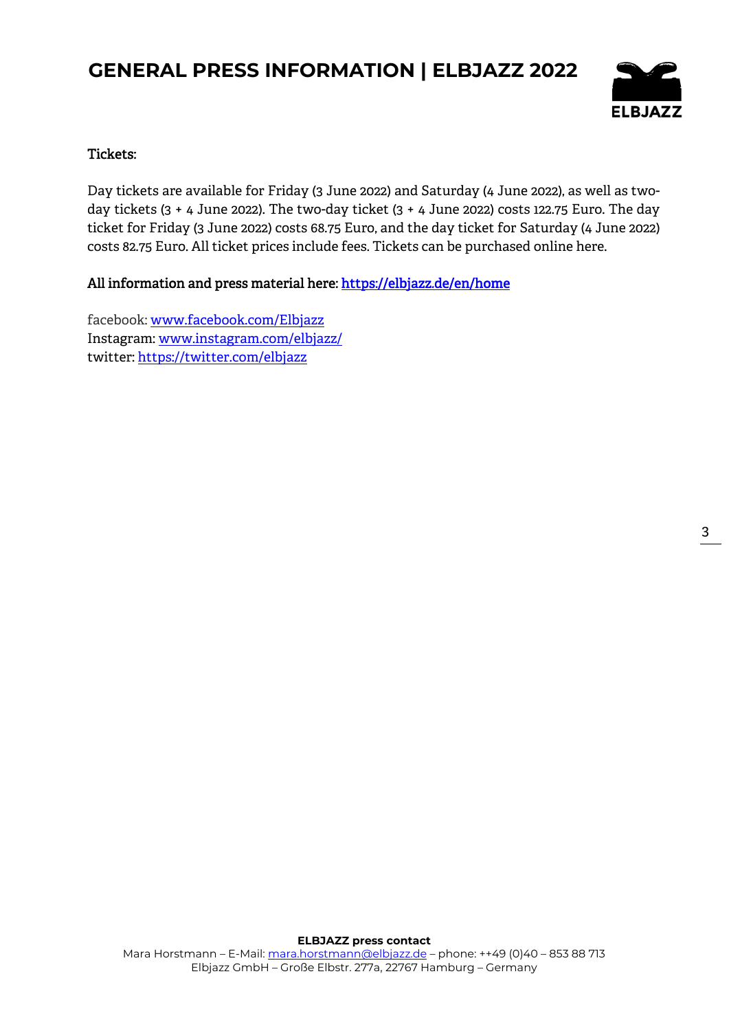**Tickets:**

Day tickets are available for Friday (3 June 2022) and Saturday (4 June 2022), as well as two-day tickets (3 + 4 June 2022). The two-day ticket (3 + 4 June 2022) costs 122.75 Euro. The day ticket for Friday (3 June 2022) costs 68.75 Euro, and the day ticket for Saturday (4 June 2022) costs 82.75 Euro. All ticket prices include fees. Tickets can be purchased online here.

**All information and press material here: https://elbjazz.de/en/home**

facebook: www.facebook.com/Elbjazz
Instagram: www.instagram.com/elbjazz/
twitter: https://twitter.com/elbjazz

**ELBJAZZ press contact**
Mara Horstmann – E-Mail: mara.horstmann@elbjazz.de – phone: ++49 (0)40 – 853 88 713
Elbjazz GmbH – Große Elbstr. 277a, 22767 Hamburg – Germany